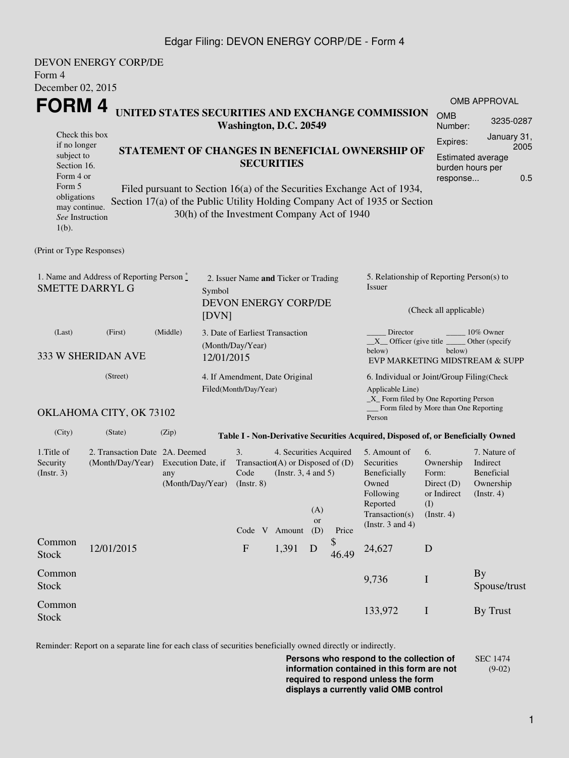Edgar Filing: DEVON ENERGY CORP/DE - Form 4

DEVON ENERGY CORP/DE
Form 4
December 02, 2015

# FORM 4

**UNITED STATES SECURITIES AND EXCHANGE COMMISSION**
**Washington, D.C. 20549**

Check this box if no longer subject to Section 16. Form 4 or Form 5 obligations may continue. *See* Instruction 1(b).

**STATEMENT OF CHANGES IN BENEFICIAL OWNERSHIP OF SECURITIES**

Filed pursuant to Section 16(a) of the Securities Exchange Act of 1934, Section 17(a) of the Public Utility Holding Company Act of 1935 or Section 30(h) of the Investment Company Act of 1940

| OMB APPROVAL | |
|---|---|
| OMB Number: | 3235-0287 |
| Expires: | January 31, 2005 |
| Estimated average burden hours per response... | 0.5 |

(Print or Type Responses)

1. Name and Address of Reporting Person *
SMETTE DARRYL G

(Last) (First) (Middle)

333 W SHERIDAN AVE

(Street)

OKLAHOMA CITY, OK 73102

(City) (State) (Zip)

2. Issuer Name **and** Ticker or Trading Symbol
DEVON ENERGY CORP/DE [DVN]

3. Date of Earliest Transaction (Month/Day/Year)
12/01/2015

4. If Amendment, Date Original Filed(Month/Day/Year)

5. Relationship of Reporting Person(s) to Issuer

(Check all applicable)

_____ Director _____ 10% Owner
__X__ Officer (give title below) _____ Other (specify below)
EVP MARKETING MIDSTREAM & SUPP

6. Individual or Joint/Group Filing(Check Applicable Line)
_X_ Form filed by One Reporting Person
___ Form filed by More than One Reporting Person

**Table I - Non-Derivative Securities Acquired, Disposed of, or Beneficially Owned**

| 1.Title of Security (Instr. 3) | 2. Transaction Date (Month/Day/Year) | 2A. Deemed Execution Date, if any (Month/Day/Year) | 3. Transaction Code (Instr. 8) | | 4. Securities Acquired (A) or Disposed of (D) (Instr. 3, 4 and 5) | | | 5. Amount of Securities Beneficially Owned Following Reported Transaction(s) (Instr. 3 and 4) | 6. Ownership Form: Direct (D) or Indirect (I) (Instr. 4) | 7. Nature of Indirect Beneficial Ownership (Instr. 4) |
|---|---|---|---|---|---|---|---|---|---|---|
| | | | Code | V | Amount | (A) or (D) | Price | | | |
| Common Stock | 12/01/2015 | | F | | 1,391 | D | $ 46.49 | 24,627 | D | |
| Common Stock | | | | | | | | 9,736 | I | By Spouse/trust |
| Common Stock | | | | | | | | 133,972 | I | By Trust |

Reminder: Report on a separate line for each class of securities beneficially owned directly or indirectly.

**Persons who respond to the collection of information contained in this form are not required to respond unless the form displays a currently valid OMB control**

SEC 1474 (9-02)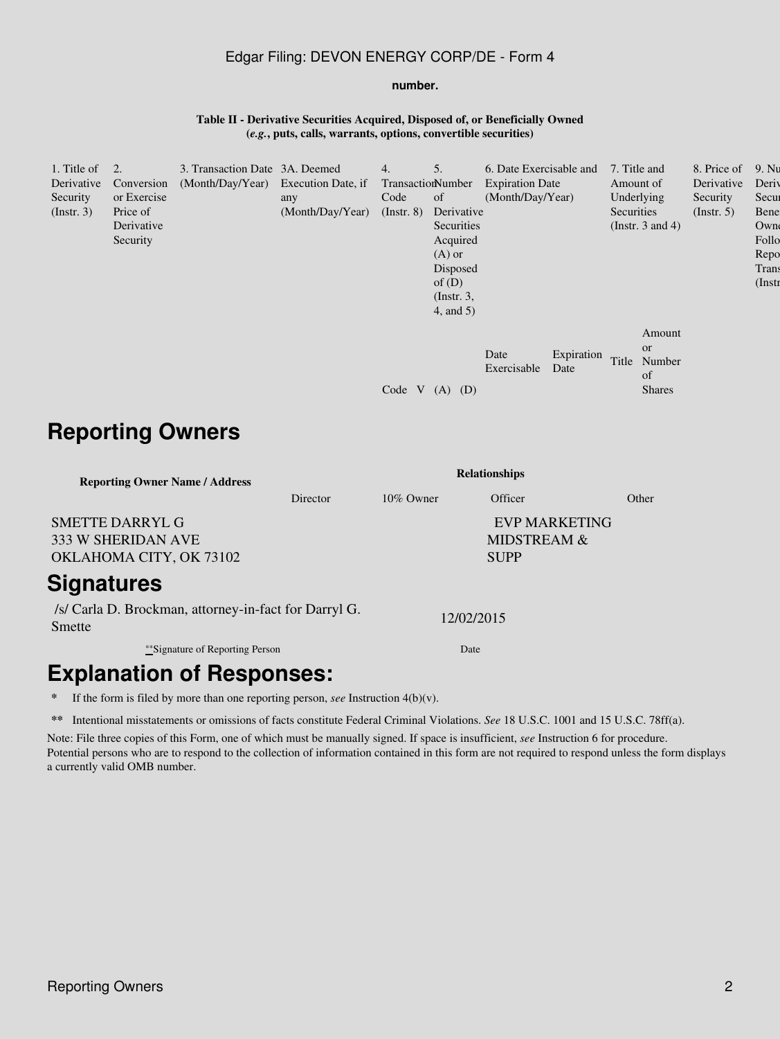number.

**Table II - Derivative Securities Acquired, Disposed of, or Beneficially Owned**
**(*e.g.*, puts, calls, warrants, options, convertible securities)**

| 1. Title of Derivative Security (Instr. 3) | 2. Conversion or Exercise Price of Derivative Security | 3. Transaction Date (Month/Day/Year) | 3A. Deemed Execution Date, if any (Month/Day/Year) | 4. Transaction Code (Instr. 8) | | 5. Number of Derivative Securities Acquired (A) or Disposed of (D) (Instr. 3, 4, and 5) | | 6. Date Exercisable and Expiration Date (Month/Day/Year) | | 7. Title and Amount of Underlying Securities (Instr. 3 and 4) | | 8. Price of Derivative Security (Instr. 5) | 9. Nu Deriv Secur Bene Owne Follo Repo Trans (Instr |
|---|---|---|---|---|---|---|---|---|---|---|---|---|---|
| | | | | Code | V | (A) | (D) | Date Exercisable | Expiration Date | Title | Amount or Number of Shares | | |

# Reporting Owners

| Reporting Owner Name / Address | Relationships | | | |
|---|---|---|---|---|
| | Director | 10% Owner | Officer | Other |
| SMETTE DARRYL G<br>333 W SHERIDAN AVE<br>OKLAHOMA CITY, OK 73102 | | | EVP MARKETING MIDSTREAM & SUPP | |

# Signatures

| | |
|---|---|
| /s/ Carla D. Brockman, attorney-in-fact for Darryl G. Smette | 12/02/2015 |
| **Signature of Reporting Person | Date |

# Explanation of Responses:

\* If the form is filed by more than one reporting person, *see* Instruction 4(b)(v).

\*\* Intentional misstatements or omissions of facts constitute Federal Criminal Violations. *See* 18 U.S.C. 1001 and 15 U.S.C. 78ff(a).

Note: File three copies of this Form, one of which must be manually signed. If space is insufficient, *see* Instruction 6 for procedure.
Potential persons who are to respond to the collection of information contained in this form are not required to respond unless the form displays a currently valid OMB number.